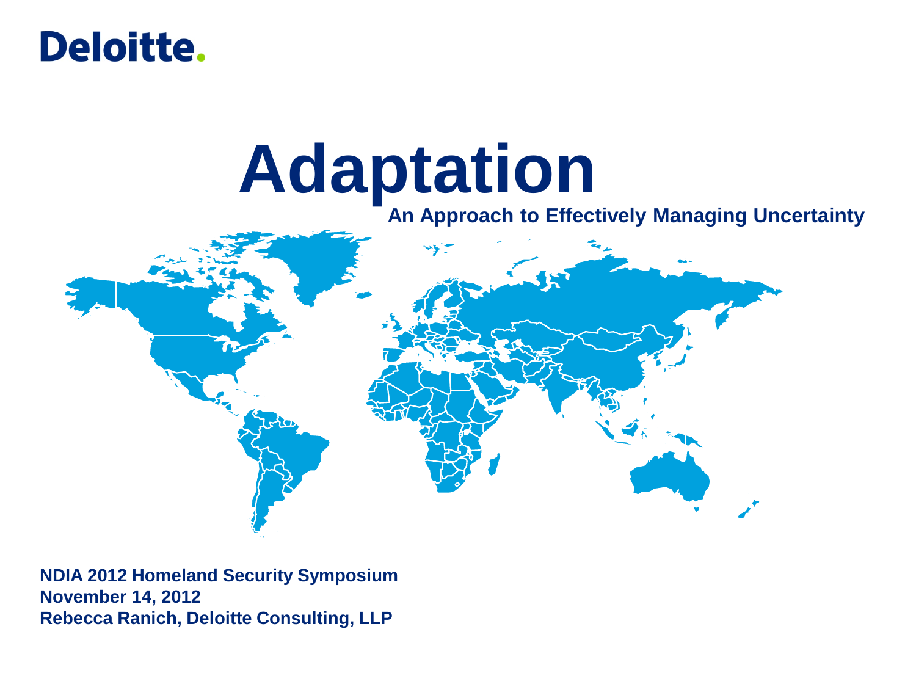Deloitte.

# Adaptation

## An Approach to Effectively Managing Uncertainty

**NDIA 2012 Homeland Security Symposium**
**November 14, 2012**
**Rebecca Ranich, Deloitte Consulting, LLP**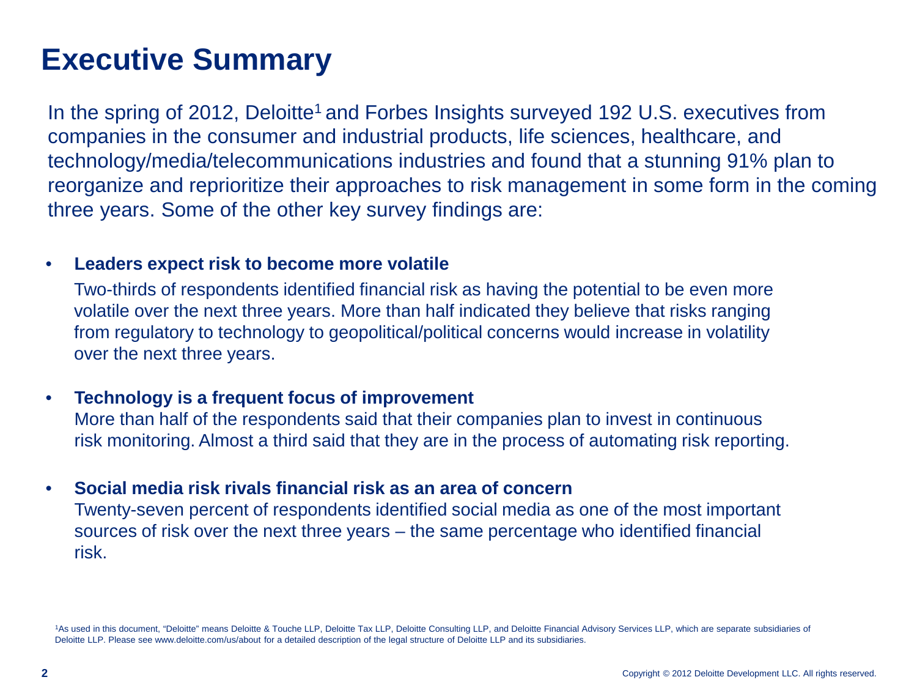# Executive Summary

In the spring of 2012, Deloitte[1] and Forbes Insights surveyed 192 U.S. executives from companies in the consumer and industrial products, life sciences, healthcare, and technology/media/telecommunications industries and found that a stunning 91% plan to reorganize and reprioritize their approaches to risk management in some form in the coming three years. Some of the other key survey findings are:

- **Leaders expect risk to become more volatile**

  Two-thirds of respondents identified financial risk as having the potential to be even more volatile over the next three years. More than half indicated they believe that risks ranging from regulatory to technology to geopolitical/political concerns would increase in volatility over the next three years.

- **Technology is a frequent focus of improvement**

  More than half of the respondents said that their companies plan to invest in continuous risk monitoring. Almost a third said that they are in the process of automating risk reporting.

- **Social media risk rivals financial risk as an area of concern**

  Twenty-seven percent of respondents identified social media as one of the most important sources of risk over the next three years – the same percentage who identified financial risk.

[1]As used in this document, "Deloitte" means Deloitte & Touche LLP, Deloitte Tax LLP, Deloitte Consulting LLP, and Deloitte Financial Advisory Services LLP, which are separate subsidiaries of Deloitte LLP. Please see www.deloitte.com/us/about for a detailed description of the legal structure of Deloitte LLP and its subsidiaries.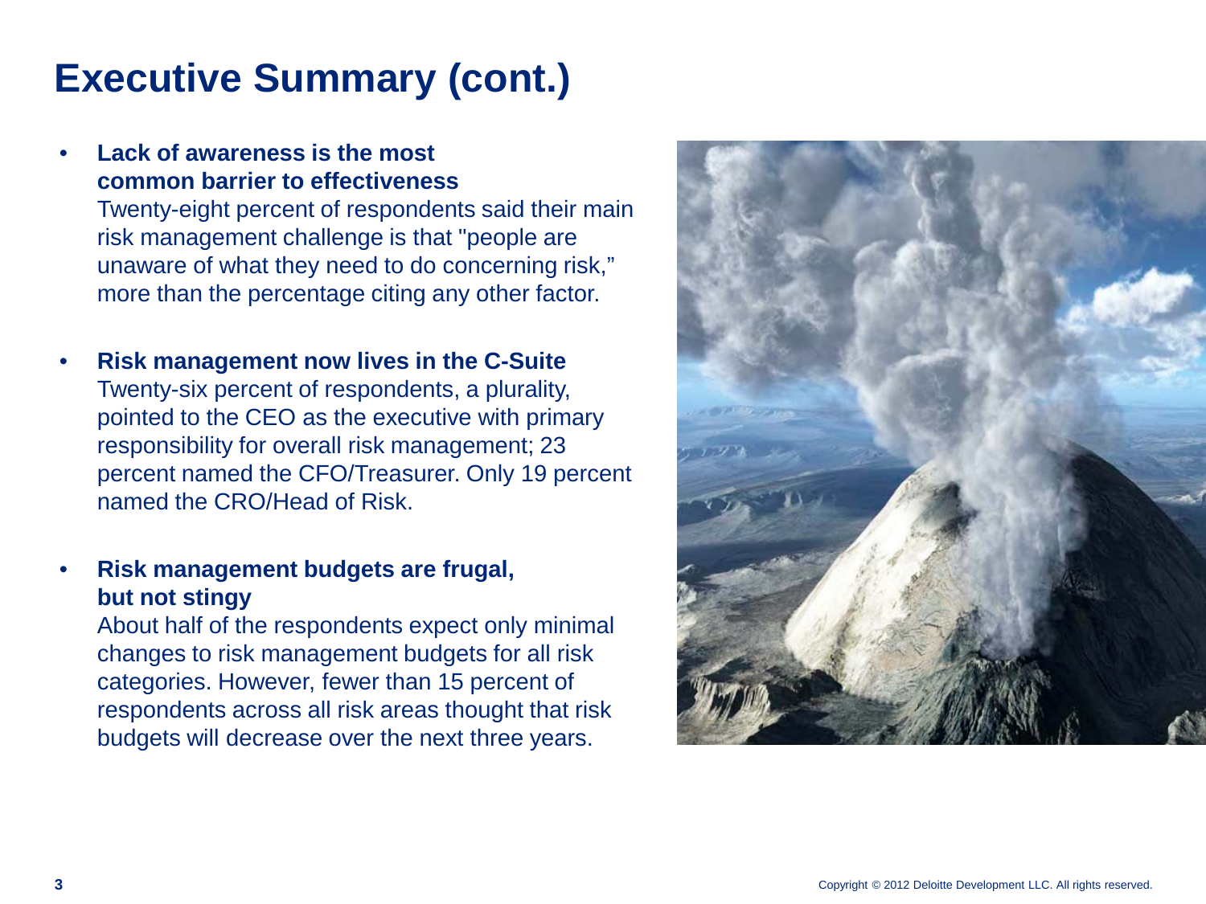# Executive Summary (cont.)

- **Lack of awareness is the most common barrier to effectiveness**
  Twenty-eight percent of respondents said their main risk management challenge is that "people are unaware of what they need to do concerning risk," more than the percentage citing any other factor.

- **Risk management now lives in the C-Suite**
  Twenty-six percent of respondents, a plurality, pointed to the CEO as the executive with primary responsibility for overall risk management; 23 percent named the CFO/Treasurer. Only 19 percent named the CRO/Head of Risk.

- **Risk management budgets are frugal, but not stingy**
  About half of the respondents expect only minimal changes to risk management budgets for all risk categories. However, fewer than 15 percent of respondents across all risk areas thought that risk budgets will decrease over the next three years.

Copyright © 2012 Deloitte Development LLC. All rights reserved.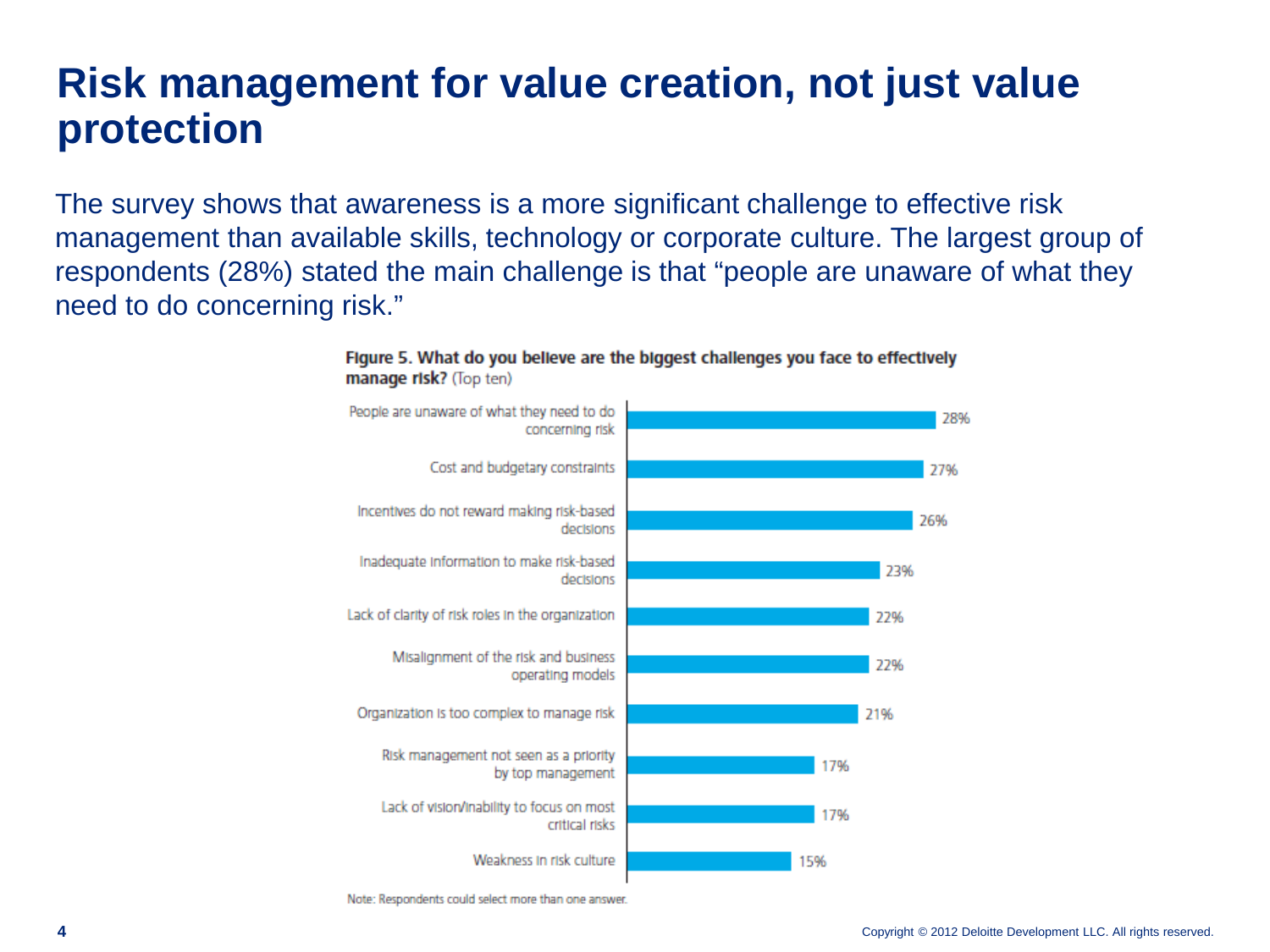# Risk management for value creation, not just value protection

The survey shows that awareness is a more significant challenge to effective risk management than available skills, technology or corporate culture. The largest group of respondents (28%) stated the main challenge is that "people are unaware of what they need to do concerning risk."

**Figure 5. What do you believe are the biggest challenges you face to effectively manage risk?** (Top ten)

| Challenge | % |
|---|---|
| People are unaware of what they need to do concerning risk | 28% |
| Cost and budgetary constraints | 27% |
| Incentives do not reward making risk-based decisions | 26% |
| Inadequate information to make risk-based decisions | 23% |
| Lack of clarity of risk roles in the organization | 22% |
| Misalignment of the risk and business operating models | 22% |
| Organization is too complex to manage risk | 21% |
| Risk management not seen as a priority by top management | 17% |
| Lack of vision/inability to focus on most critical risks | 17% |
| Weakness in risk culture | 15% |

Note: Respondents could select more than one answer.

Copyright © 2012 Deloitte Development LLC. All rights reserved.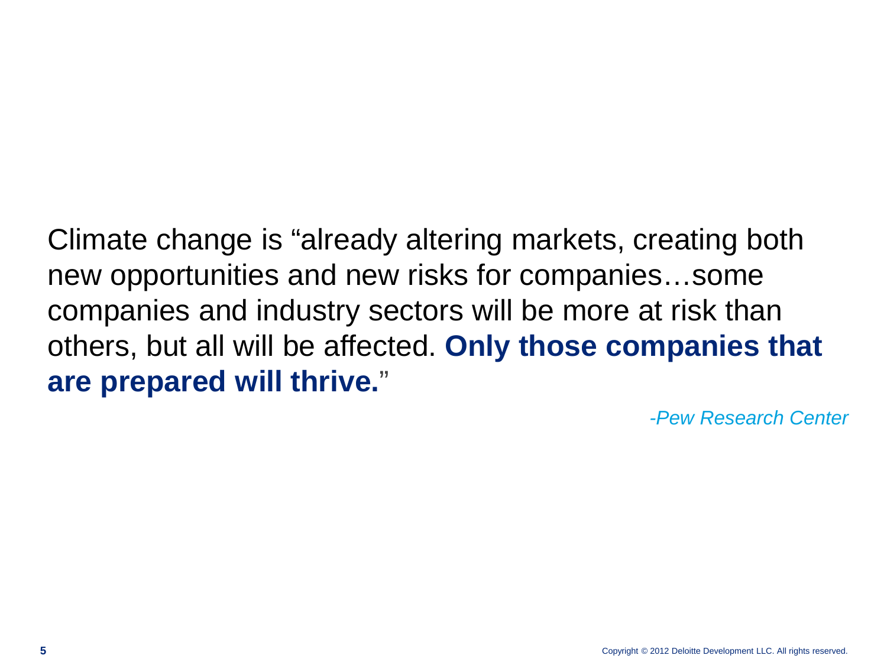Climate change is “already altering markets, creating both new opportunities and new risks for companies…some companies and industry sectors will be more at risk than others, but all will be affected. **Only those companies that are prepared will thrive.**”

*-Pew Research Center*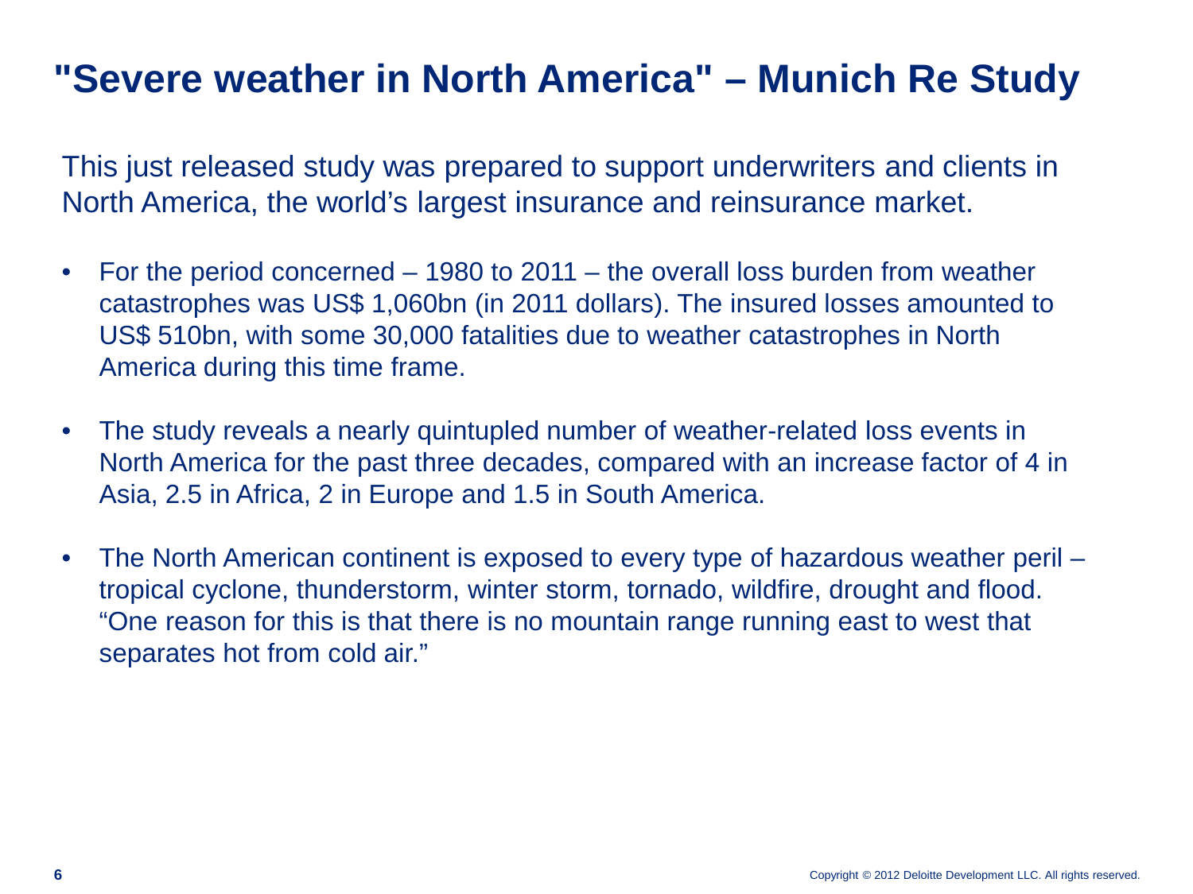# "Severe weather in North America" – Munich Re Study

This just released study was prepared to support underwriters and clients in North America, the world's largest insurance and reinsurance market.

- For the period concerned – 1980 to 2011 – the overall loss burden from weather catastrophes was US$ 1,060bn (in 2011 dollars). The insured losses amounted to US$ 510bn, with some 30,000 fatalities due to weather catastrophes in North America during this time frame.
- The study reveals a nearly quintupled number of weather-related loss events in North America for the past three decades, compared with an increase factor of 4 in Asia, 2.5 in Africa, 2 in Europe and 1.5 in South America.
- The North American continent is exposed to every type of hazardous weather peril – tropical cyclone, thunderstorm, winter storm, tornado, wildfire, drought and flood. "One reason for this is that there is no mountain range running east to west that separates hot from cold air."

Copyright © 2012 Deloitte Development LLC. All rights reserved.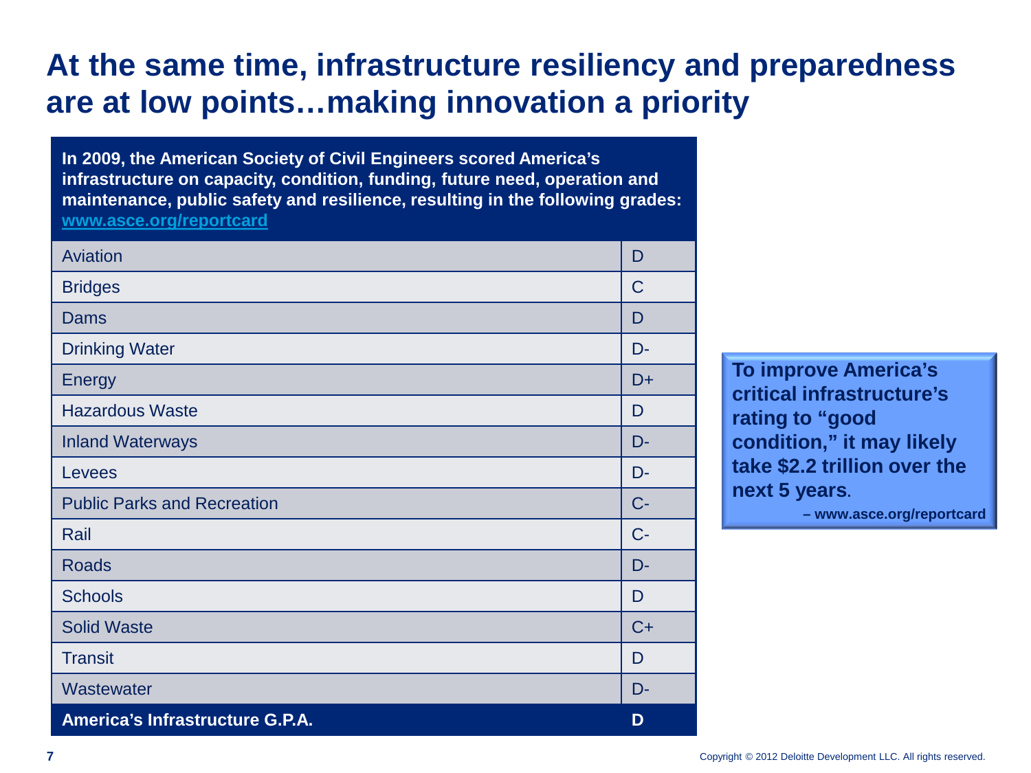# At the same time, infrastructure resiliency and preparedness are at low points…making innovation a priority

| In 2009, the American Society of Civil Engineers scored America's infrastructure on capacity, condition, funding, future need, operation and maintenance, public safety and resilience, resulting in the following grades: www.asce.org/reportcard | |
|---|---|
| Aviation | D |
| Bridges | C |
| Dams | D |
| Drinking Water | D- |
| Energy | D+ |
| Hazardous Waste | D |
| Inland Waterways | D- |
| Levees | D- |
| Public Parks and Recreation | C- |
| Rail | C- |
| Roads | D- |
| Schools | D |
| Solid Waste | C+ |
| Transit | D |
| Wastewater | D- |
| **America's Infrastructure G.P.A.** | **D** |

**To improve America's critical infrastructure's rating to "good condition," it may likely take $2.2 trillion over the next 5 years.**

**– www.asce.org/reportcard**

Copyright © 2012 Deloitte Development LLC. All rights reserved.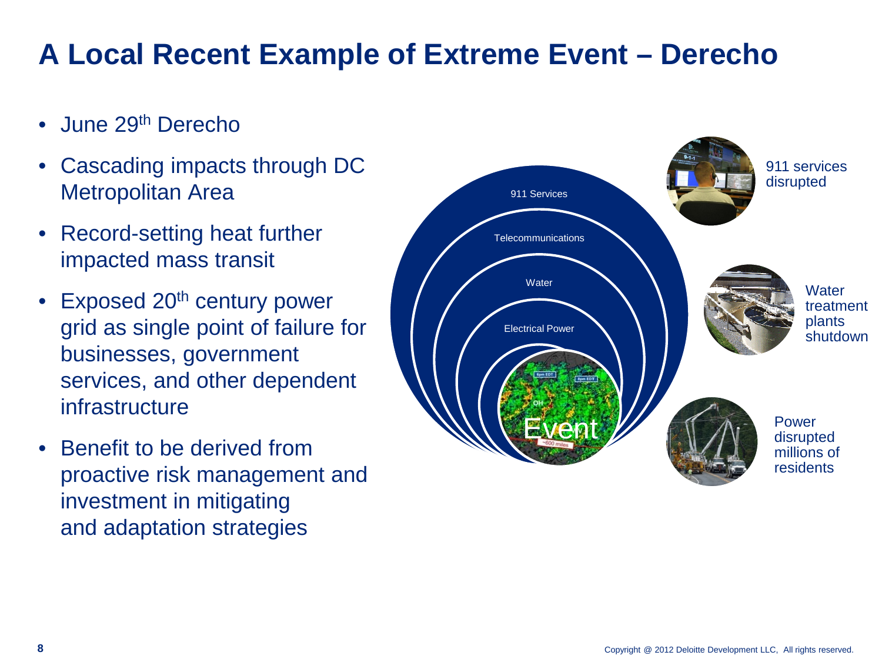# A Local Recent Example of Extreme Event – Derecho

- June 29th Derecho
- Cascading impacts through DC Metropolitan Area
- Record-setting heat further impacted mass transit
- Exposed 20th century power grid as single point of failure for businesses, government services, and other dependent infrastructure
- Benefit to be derived from proactive risk management and investment in mitigating and adaptation strategies

911 Services

Telecommunications

Water

Electrical Power

Event

911 services disrupted

Water treatment plants shutdown

Power disrupted millions of residents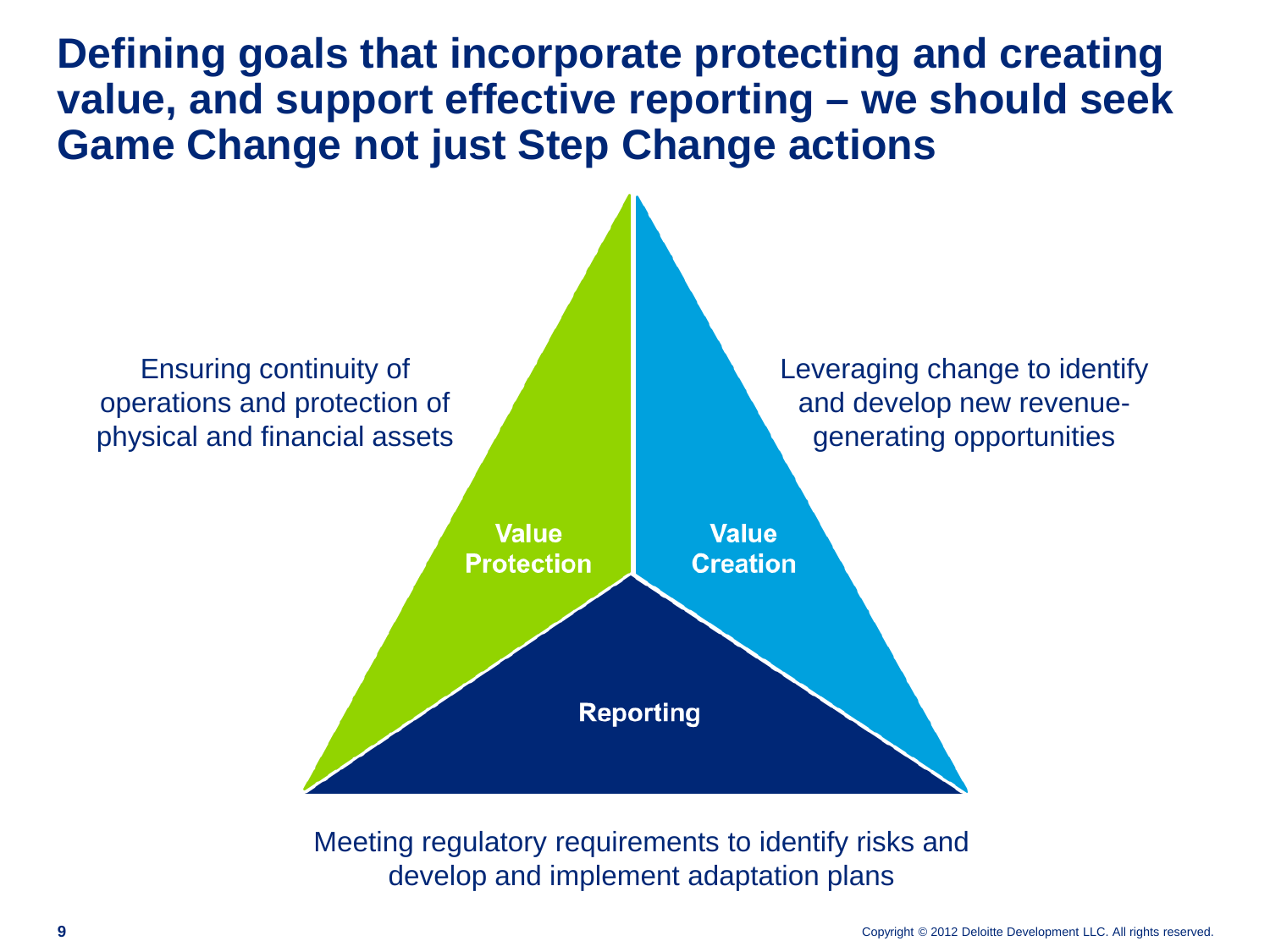# Defining goals that incorporate protecting and creating value, and support effective reporting – we should seek Game Change not just Step Change actions

Ensuring continuity of operations and protection of physical and financial assets

Leveraging change to identify and develop new revenue-generating opportunities

**Value Protection**

**Value Creation**

**Reporting**

Meeting regulatory requirements to identify risks and develop and implement adaptation plans

Copyright © 2012 Deloitte Development LLC. All rights reserved.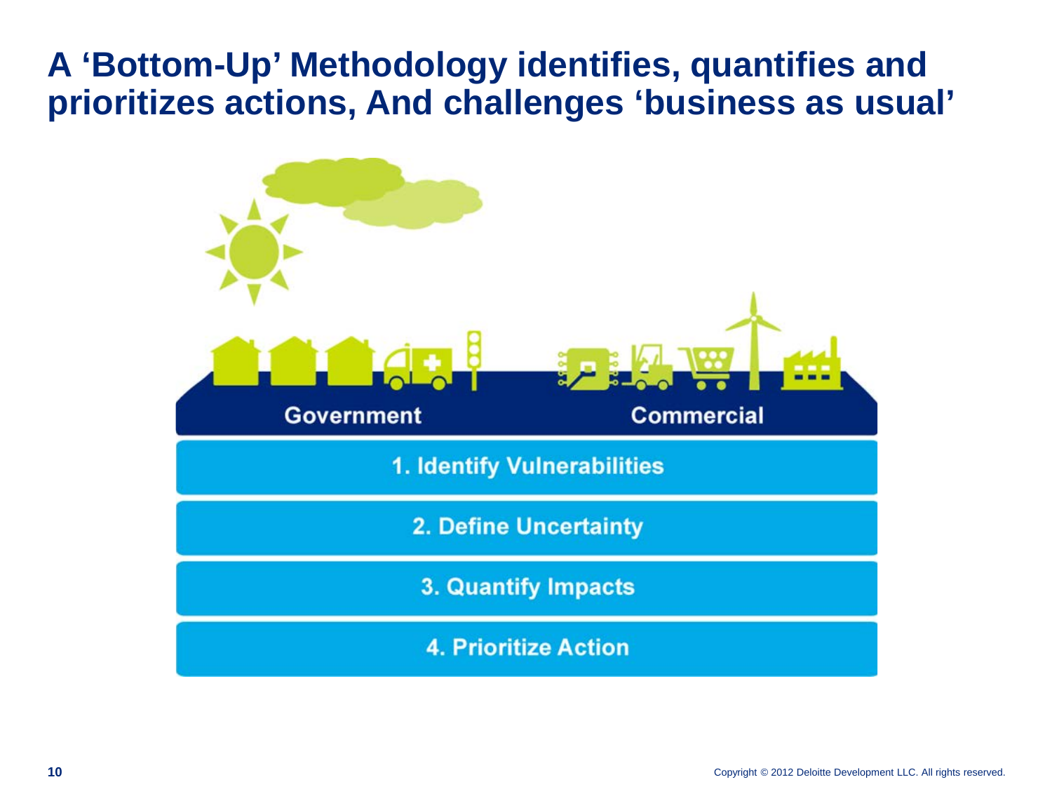# A 'Bottom-Up' Methodology identifies, quantifies and prioritizes actions, And challenges 'business as usual'

Government | Commercial

1. Identify Vulnerabilities
2. Define Uncertainty
3. Quantify Impacts
4. Prioritize Action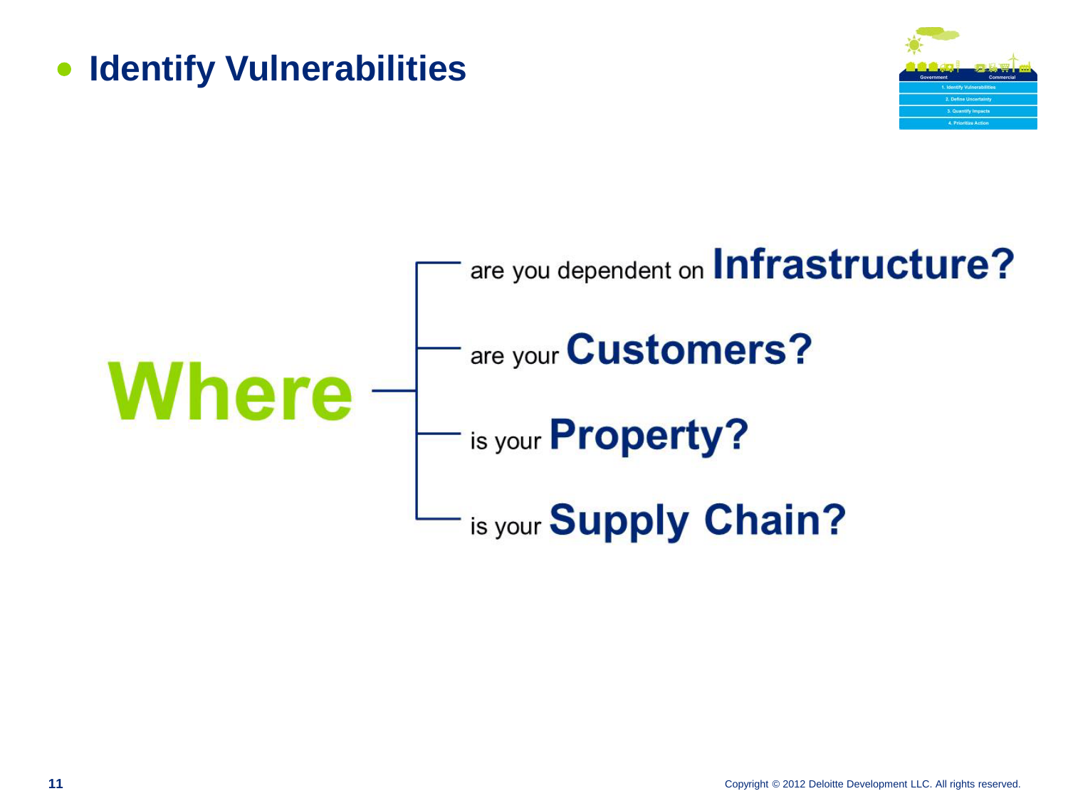# Identify Vulnerabilities

Government | Commercial

1. Identify Vulnerabilities
2. Define Uncertainty
3. Quantify Impacts
4. Prioritize Action

**Where**

- are you dependent on **Infrastructure?**
- are your **Customers?**
- is your **Property?**
- is your **Supply Chain?**

Copyright © 2012 Deloitte Development LLC. All rights reserved.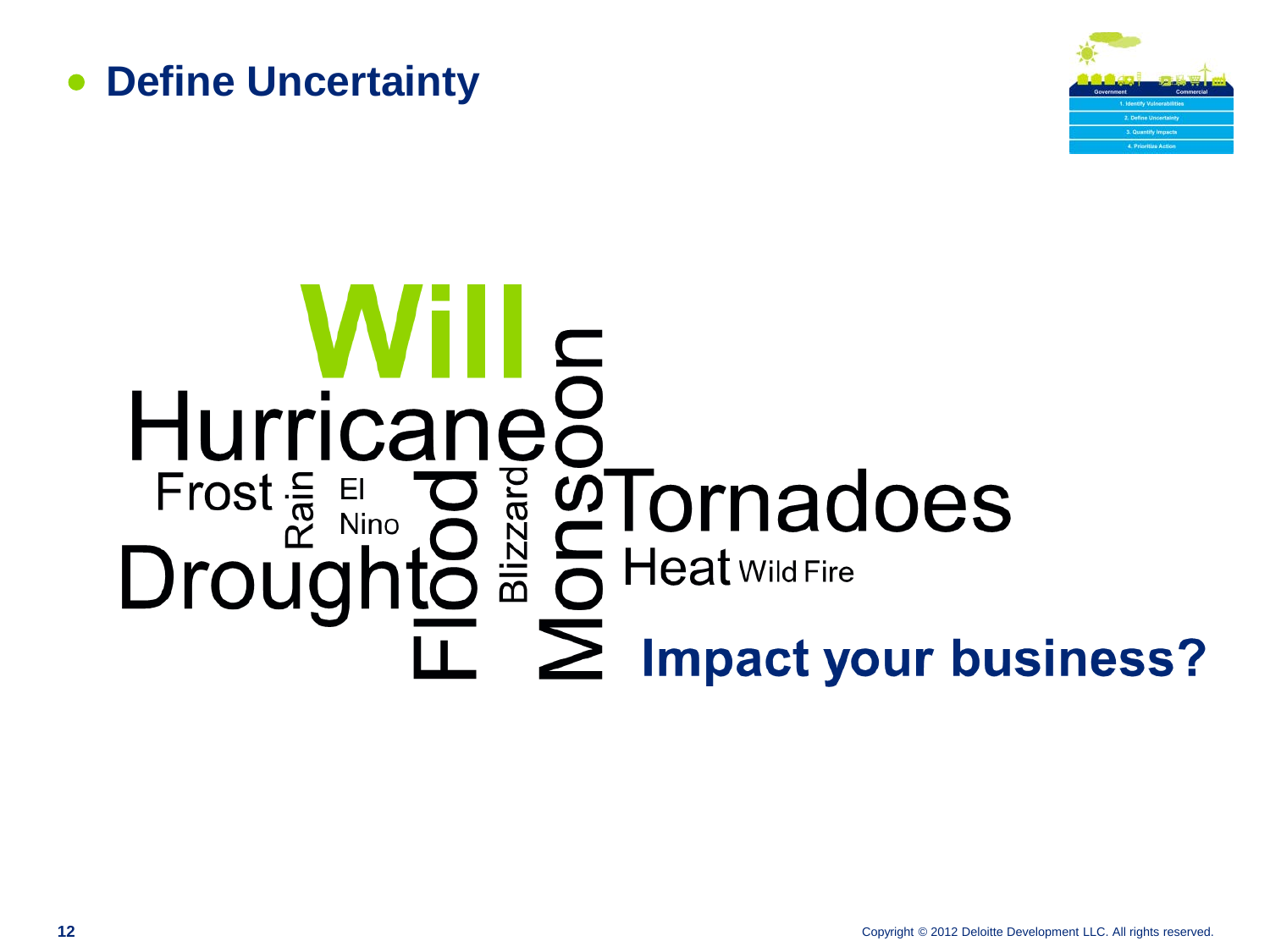## Define Uncertainty

Government | Commercial

1. Identify Vulnerabilities
2. Define Uncertainty
3. Quantify Impacts
4. Prioritize Action

**Will**

Hurricane Monsoon Frost Rain El Nino Flood Blizzard Tornadoes Drought Heat Wild Fire

**Impact your business?**

Copyright © 2012 Deloitte Development LLC. All rights reserved.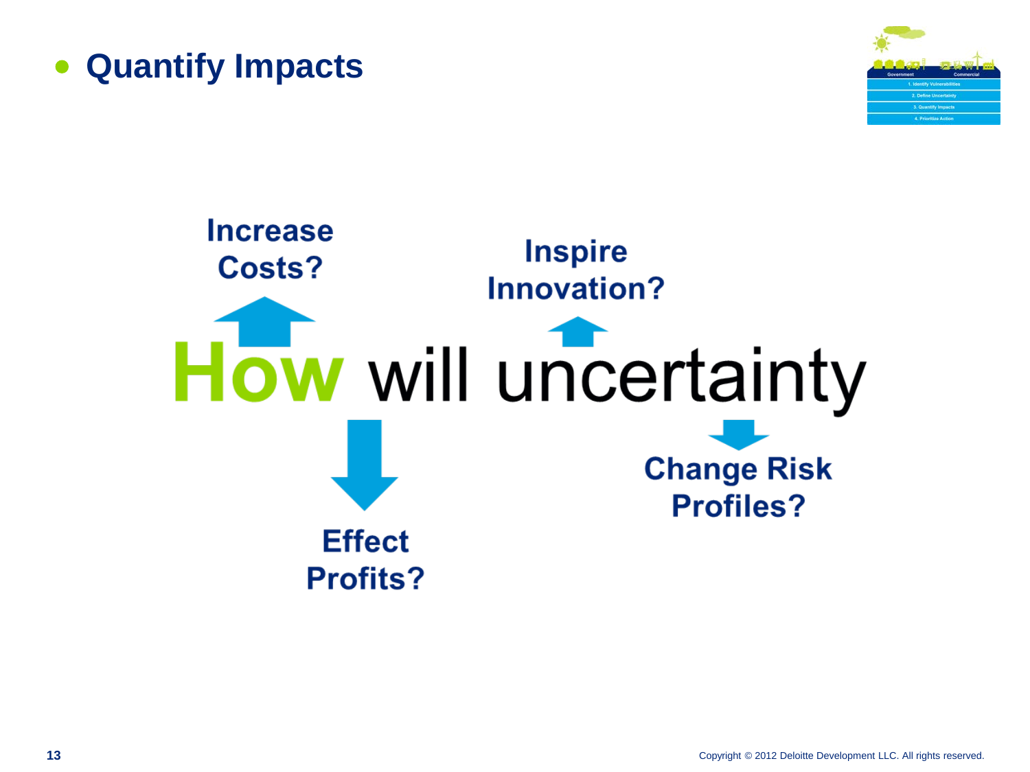# Quantify Impacts

Government | Commercial

1. Identify Vulnerabilities
2. Define Uncertainty
3. Quantify Impacts
4. Prioritize Action

Increase Costs?

Inspire Innovation?

How will uncertainty

Effect Profits?

Change Risk Profiles?

Copyright © 2012 Deloitte Development LLC. All rights reserved.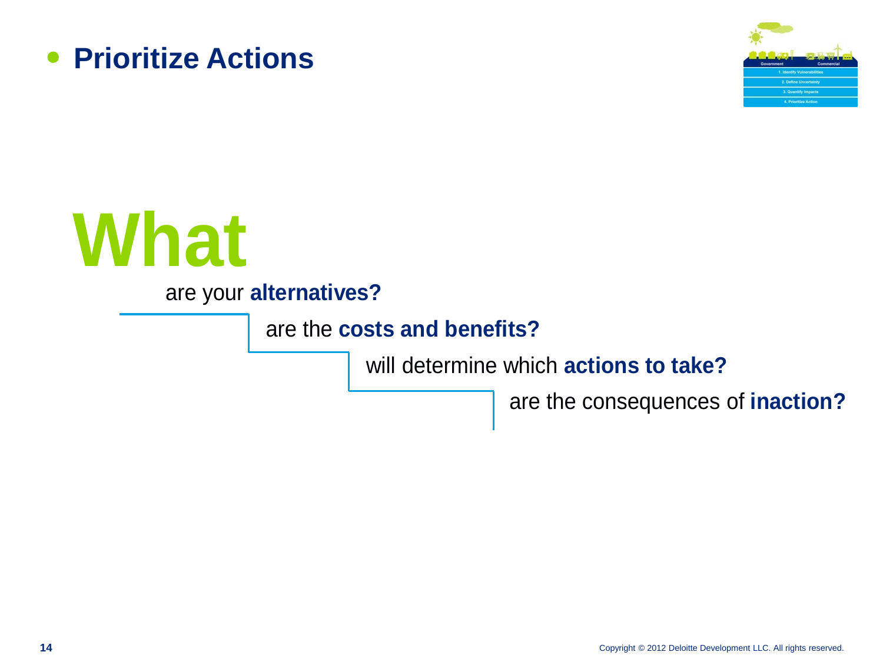# Prioritize Actions

Government | Commercial

1. Identify Vulnerabilities
2. Define Uncertainty
3. Quantify Impacts
4. Prioritize Action

**What**

are your **alternatives?**

are the **costs and benefits?**

will determine which **actions to take?**

are the consequences of **inaction?**

Copyright © 2012 Deloitte Development LLC. All rights reserved.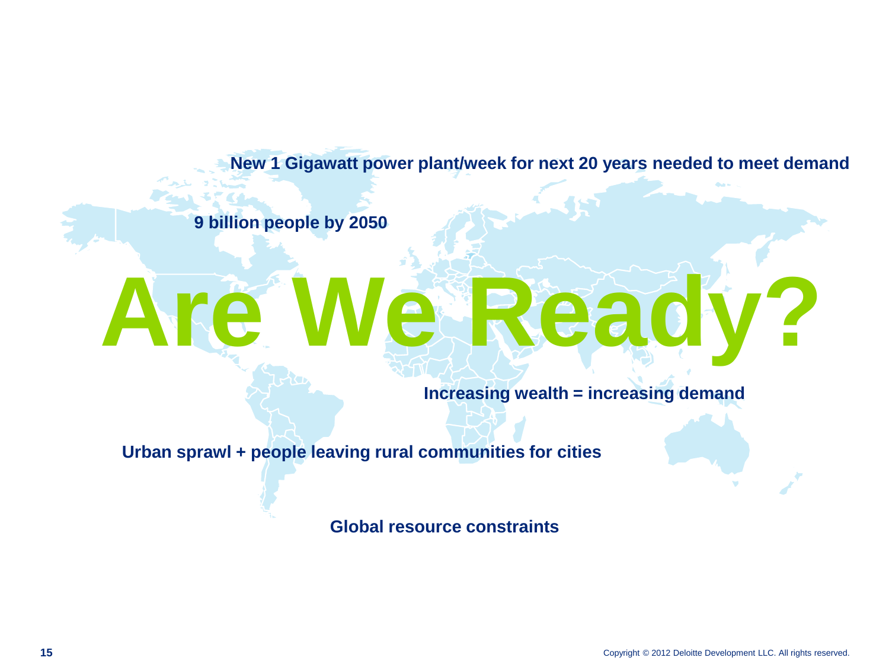New 1 Gigawatt power plant/week for next 20 years needed to meet demand

9 billion people by 2050

# Are We Ready?

Increasing wealth = increasing demand

Urban sprawl + people leaving rural communities for cities

Global resource constraints

Copyright © 2012 Deloitte Development LLC. All rights reserved.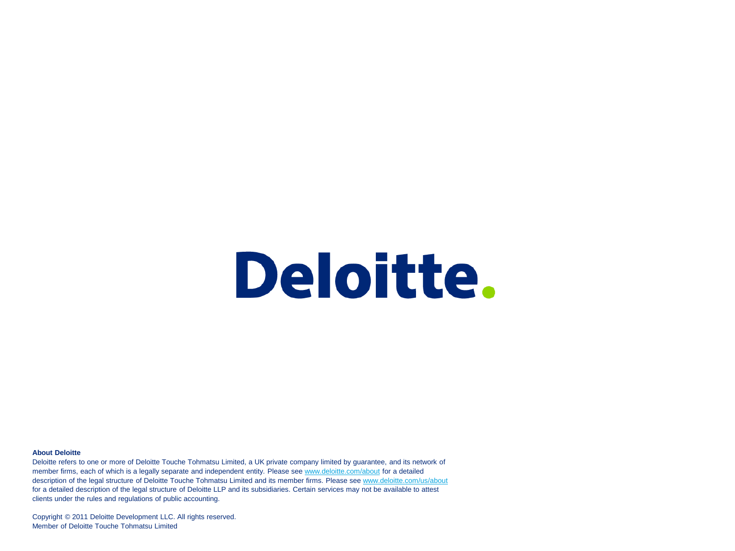Deloitte.

**About Deloitte**

Deloitte refers to one or more of Deloitte Touche Tohmatsu Limited, a UK private company limited by guarantee, and its network of member firms, each of which is a legally separate and independent entity. Please see www.deloitte.com/about for a detailed description of the legal structure of Deloitte Touche Tohmatsu Limited and its member firms. Please see www.deloitte.com/us/about for a detailed description of the legal structure of Deloitte LLP and its subsidiaries. Certain services may not be available to attest clients under the rules and regulations of public accounting.

Copyright © 2011 Deloitte Development LLC. All rights reserved.
Member of Deloitte Touche Tohmatsu Limited